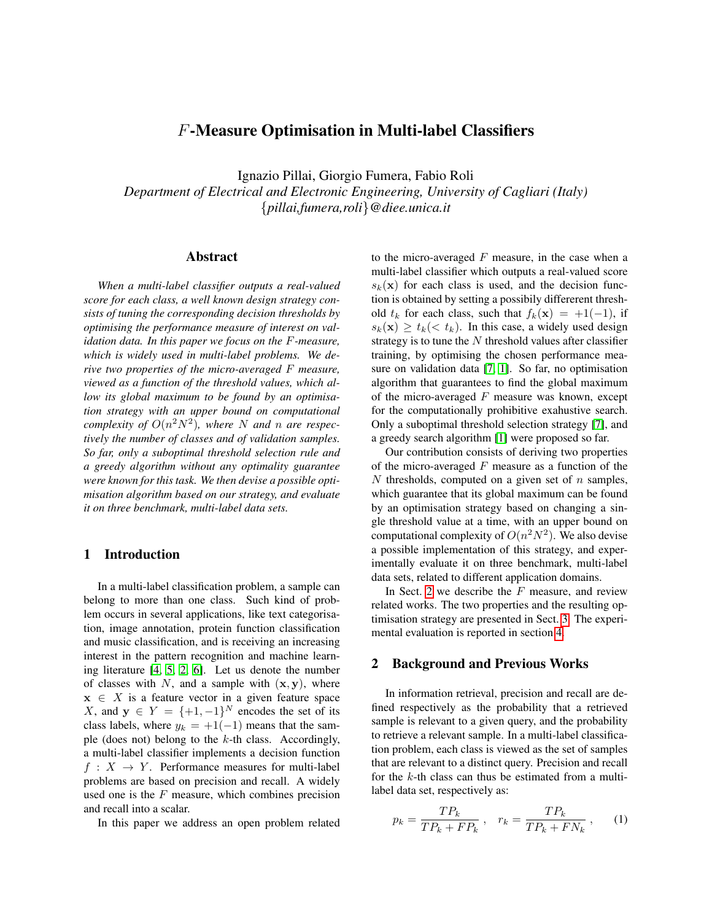# $F$-Measure Optimisation in Multi-label Classifiers

Ignazio Pillai, Giorgio Fumera, Fabio Roli
*Department of Electrical and Electronic Engineering, University of Cagliari (Italy)*
*{pillai,fumera,roli}@diee.unica.it*

## Abstract

*When a multi-label classifier outputs a real-valued score for each class, a well known design strategy consists of tuning the corresponding decision thresholds by optimising the performance measure of interest on validation data. In this paper we focus on the $F$-measure, which is widely used in multi-label problems. We derive two properties of the micro-averaged $F$ measure, viewed as a function of the threshold values, which allow its global maximum to be found by an optimisation strategy with an upper bound on computational complexity of $O(n^2N^2)$, where $N$ and $n$ are respectively the number of classes and of validation samples. So far, only a suboptimal threshold selection rule and a greedy algorithm without any optimality guarantee were known for this task. We then devise a possible optimisation algorithm based on our strategy, and evaluate it on three benchmark, multi-label data sets.*

## 1 Introduction

In a multi-label classification problem, a sample can belong to more than one class. Such kind of problem occurs in several applications, like text categorisation, image annotation, protein function classification and music classification, and is receiving an increasing interest in the pattern recognition and machine learning literature [4, 5, 2, 6]. Let us denote the number of classes with $N$, and a sample with $(\mathbf{x}, \mathbf{y})$, where $\mathbf{x} \in X$ is a feature vector in a given feature space $X$, and $\mathbf{y} \in Y = \{+1, -1\}^N$ encodes the set of its class labels, where $y_k = +1(-1)$ means that the sample (does not) belong to the $k$-th class. Accordingly, a multi-label classifier implements a decision function $f : X \rightarrow Y$. Performance measures for multi-label problems are based on precision and recall. A widely used one is the $F$ measure, which combines precision and recall into a scalar.

In this paper we address an open problem related to the micro-averaged $F$ measure, in the case when a multi-label classifier which outputs a real-valued score $s_k(\mathbf{x})$ for each class is used, and the decision function is obtained by setting a possibily differerent threshold $t_k$ for each class, such that $f_k(\mathbf{x}) = +1(-1)$, if $s_k(\mathbf{x}) \geq t_k (< t_k)$. In this case, a widely used design strategy is to tune the $N$ threshold values after classifier training, by optimising the chosen performance measure on validation data [7, 1]. So far, no optimisation algorithm that guarantees to find the global maximum of the micro-averaged $F$ measure was known, except for the computationally prohibitive exahustive search. Only a suboptimal threshold selection strategy [7], and a greedy search algorithm [1] were proposed so far.

Our contribution consists of deriving two properties of the micro-averaged $F$ measure as a function of the $N$ thresholds, computed on a given set of $n$ samples, which guarantee that its global maximum can be found by an optimisation strategy based on changing a single threshold value at a time, with an upper bound on computational complexity of $O(n^2N^2)$. We also devise a possible implementation of this strategy, and experimentally evaluate it on three benchmark, multi-label data sets, related to different application domains.

In Sect. 2 we describe the $F$ measure, and review related works. The two properties and the resulting optimisation strategy are presented in Sect. 3. The experimental evaluation is reported in section 4.

## 2 Background and Previous Works

In information retrieval, precision and recall are defined respectively as the probability that a retrieved sample is relevant to a given query, and the probability to retrieve a relevant sample. In a multi-label classification problem, each class is viewed as the set of samples that are relevant to a distinct query. Precision and recall for the $k$-th class can thus be estimated from a multi-label data set, respectively as:

$$p_k = \frac{TP_k}{TP_k + FP_k}, \quad r_k = \frac{TP_k}{TP_k + FN_k}, \tag{1}$$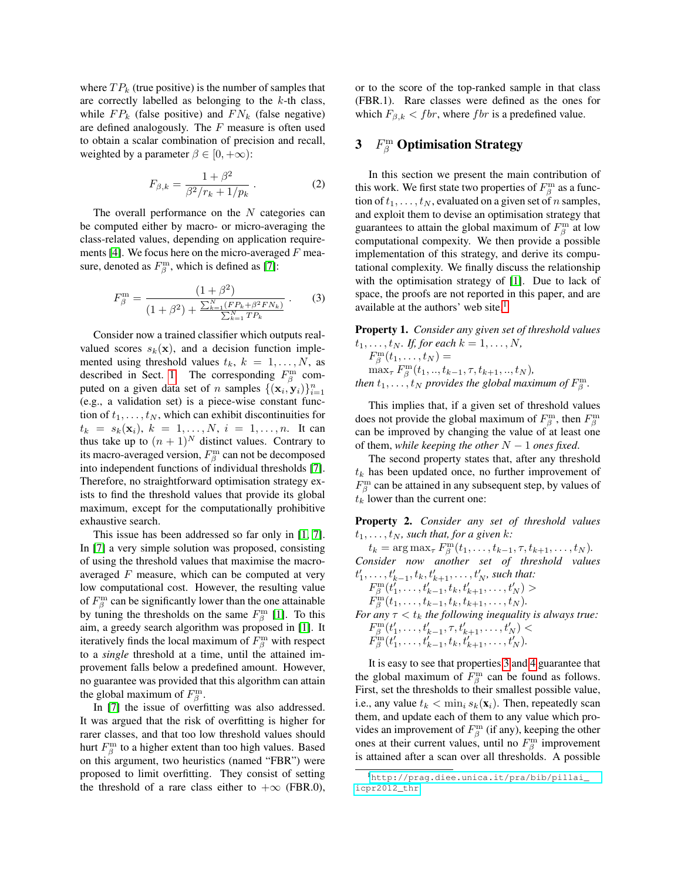where $TP_k$ (true positive) is the number of samples that are correctly labelled as belonging to the $k$-th class, while $FP_k$ (false positive) and $FN_k$ (false negative) are defined analogously. The $F$ measure is often used to obtain a scalar combination of precision and recall, weighted by a parameter $\beta \in [0, +\infty)$:

$$F_{\beta,k} = \frac{1 + \beta^2}{\beta^2/r_k + 1/p_k} \; . \tag{2}$$

The overall performance on the $N$ categories can be computed either by macro- or micro-averaging the class-related values, depending on application requirements [4]. We focus here on the micro-averaged $F$ measure, denoted as $F_\beta^{\mathrm{m}}$, which is defined as [7]:

$$F_\beta^{\mathrm{m}} = \frac{(1 + \beta^2)}{(1 + \beta^2) + \frac{\sum_{k=1}^{N}(FP_k + \beta^2 FN_k)}{\sum_{k=1}^{N} TP_k}} \; . \tag{3}$$

Consider now a trained classifier which outputs real-valued scores $s_k(\mathbf{x})$, and a decision function implemented using threshold values $t_k$, $k = 1, \ldots, N$, as described in Sect. 1. The corresponding $F_\beta^{\mathrm{m}}$ computed on a given data set of $n$ samples $\{(\mathbf{x}_i, \mathbf{y}_i)\}_{i=1}^n$ (e.g., a validation set) is a piece-wise constant function of $t_1, \ldots, t_N$, which can exhibit discontinuities for $t_k = s_k(\mathbf{x}_i)$, $k = 1, \ldots, N$, $i = 1, \ldots, n$. It can thus take up to $(n+1)^N$ distinct values. Contrary to its macro-averaged version, $F_\beta^{\mathrm{m}}$ can not be decomposed into independent functions of individual thresholds [7]. Therefore, no straightforward optimisation strategy exists to find the threshold values that provide its global maximum, except for the computationally prohibitive exhaustive search.

This issue has been addressed so far only in [1, 7]. In [7] a very simple solution was proposed, consisting of using the threshold values that maximise the macro-averaged $F$ measure, which can be computed at very low computational cost. However, the resulting value of $F_\beta^{\mathrm{m}}$ can be significantly lower than the one attainable by tuning the thresholds on the same $F_\beta^{\mathrm{m}}$ [1]. To this aim, a greedy search algorithm was proposed in [1]. It iteratively finds the local maximum of $F_\beta^{\mathrm{m}}$ with respect to a *single* threshold at a time, until the attained improvement falls below a predefined amount. However, no guarantee was provided that this algorithm can attain the global maximum of $F_\beta^{\mathrm{m}}$.

In [7] the issue of overfitting was also addressed. It was argued that the risk of overfitting is higher for rarer classes, and that too low threshold values should hurt $F_\beta^{\mathrm{m}}$ to a higher extent than too high values. Based on this argument, two heuristics (named "FBR") were proposed to limit overfitting. They consist of setting the threshold of a rare class either to $+\infty$ (FBR.0), or to the score of the top-ranked sample in that class (FBR.1). Rare classes were defined as the ones for which $F_{\beta,k} < fbr$, where $fbr$ is a predefined value.

## 3 $F_\beta^{\mathrm{m}}$ Optimisation Strategy

In this section we present the main contribution of this work. We first state two properties of $F_\beta^{\mathrm{m}}$ as a function of $t_1, \ldots, t_N$, evaluated on a given set of $n$ samples, and exploit them to devise an optimisation strategy that guarantees to attain the global maximum of $F_\beta^{\mathrm{m}}$ at low computational compexity. We then provide a possible implementation of this strategy, and derive its computational complexity. We finally discuss the relationship with the optimisation strategy of [1]. Due to lack of space, the proofs are not reported in this paper, and are available at the authors' web site.[1]

**Property 1.** *Consider any given set of threshold values $t_1, \ldots, t_N$. If, for each $k = 1, \ldots, N$,*
$F_\beta^{\mathrm{m}}(t_1, \ldots, t_N) =$
$\max_\tau F_\beta^{\mathrm{m}}(t_1, .., t_{k-1}, \tau, t_{k+1}, .., t_N)$,
*then $t_1, \ldots, t_N$ provides the global maximum of $F_\beta^{\mathrm{m}}$.*

This implies that, if a given set of threshold values does not provide the global maximum of $F_\beta^{\mathrm{m}}$, then $F_\beta^{\mathrm{m}}$ can be improved by changing the value of at least one of them, *while keeping the other $N-1$ ones fixed.*

The second property states that, after any threshold $t_k$ has been updated once, no further improvement of $F_\beta^{\mathrm{m}}$ can be attained in any subsequent step, by values of $t_k$ lower than the current one:

**Property 2.** *Consider any set of threshold values $t_1, \ldots, t_N$, such that, for a given $k$:*
$t_k = \arg\max_\tau F_\beta^{\mathrm{m}}(t_1, \ldots, t_{k-1}, \tau, t_{k+1}, \ldots, t_N)$.
*Consider now another set of threshold values $t'_1, \ldots, t'_{k-1}, t_k, t'_{k+1}, \ldots, t'_N$, such that:*
$F_\beta^{\mathrm{m}}(t'_1, \ldots, t'_{k-1}, t_k, t'_{k+1}, \ldots, t'_N) >$
$F_\beta^{\mathrm{m}}(t_1, \ldots, t_{k-1}, t_k, t_{k+1}, \ldots, t_N)$.
*For any $\tau < t_k$ the following inequality is always true:*
$F_\beta^{\mathrm{m}}(t'_1, \ldots, t'_{k-1}, \tau, t'_{k+1}, \ldots, t'_N) <$
$F_\beta^{\mathrm{m}}(t'_1, \ldots, t'_{k-1}, t_k, t'_{k+1}, \ldots, t'_N)$.

It is easy to see that properties 3 and 4 guarantee that the global maximum of $F_\beta^{\mathrm{m}}$ can be found as follows. First, set the thresholds to their smallest possible value, i.e., any value $t_k < \min_i s_k(\mathbf{x}_i)$. Then, repeatedly scan them, and update each of them to any value which provides an improvement of $F_\beta^{\mathrm{m}}$ (if any), keeping the other ones at their current values, until no $F_\beta^{\mathrm{m}}$ improvement is attained after a scan over all thresholds. A possible

[1] http://prag.diee.unica.it/pra/bib/pillai_icpr2012_thr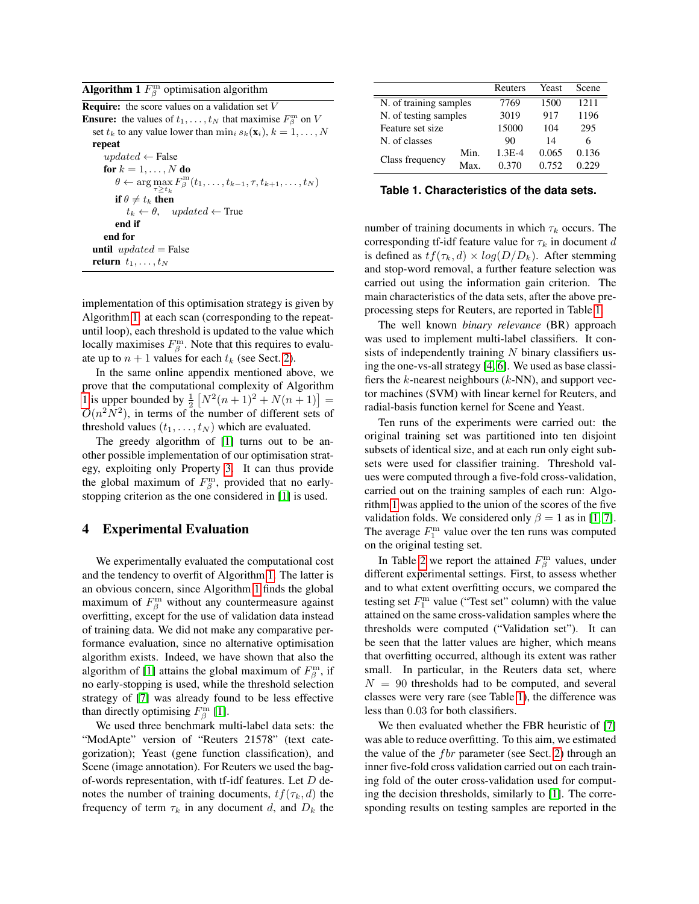**Algorithm 1** $F_\beta^{\rm m}$ optimisation algorithm

```
Require: the score values on a validation set V
Ensure: the values of t_1, ..., t_N that maximise F_β^m on V
  set t_k to any value lower than min_i s_k(x_i), k = 1, ..., N
  repeat
    updated ← False
    for k = 1, ..., N do
      θ ← arg max_{τ ≥ t_k} F_β^m(t_1, ..., t_{k-1}, τ, t_{k+1}, ..., t_N)
      if θ ≠ t_k then
        t_k ← θ,   updated ← True
      end if
    end for
  until updated = False
  return t_1, ..., t_N
```

implementation of this optimisation strategy is given by Algorithm 1: at each scan (corresponding to the repeat-until loop), each threshold is updated to the value which locally maximises $F_\beta^{\rm m}$. Note that this requires to evaluate up to $n+1$ values for each $t_k$ (see Sect. 2).

In the same online appendix mentioned above, we prove that the computational complexity of Algorithm 1 is upper bounded by $\frac{1}{2}\left[N^2(n+1)^2 + N(n+1)\right] = O(n^2N^2)$, in terms of the number of different sets of threshold values $(t_1, \ldots, t_N)$ which are evaluated.

The greedy algorithm of [1] turns out to be another possible implementation of our optimisation strategy, exploiting only Property 3. It can thus provide the global maximum of $F_\beta^{\rm m}$, provided that no early-stopping criterion as the one considered in [1] is used.

## 4 Experimental Evaluation

We experimentally evaluated the computational cost and the tendency to overfit of Algorithm 1. The latter is an obvious concern, since Algorithm 1 finds the global maximum of $F_\beta^{\rm m}$ without any countermeasure against overfitting, except for the use of validation data instead of training data. We did not make any comparative performance evaluation, since no alternative optimisation algorithm exists. Indeed, we have shown that also the algorithm of [1] attains the global maximum of $F_\beta^{\rm m}$, if no early-stopping is used, while the threshold selection strategy of [7] was already found to be less effective than directly optimising $F_\beta^{\rm m}$ [1].

We used three benchmark multi-label data sets: the "ModApte" version of "Reuters 21578" (text categorization); Yeast (gene function classification), and Scene (image annotation). For Reuters we used the bag-of-words representation, with tf-idf features. Let $D$ denotes the number of training documents, $tf(\tau_k, d)$ the frequency of term $\tau_k$ in any document $d$, and $D_k$ the number of training documents in which $\tau_k$ occurs. The corresponding tf-idf feature value for $\tau_k$ in document $d$ is defined as $tf(\tau_k, d) \times log(D/D_k)$. After stemming and stop-word removal, a further feature selection was carried out using the information gain criterion. The main characteristics of the data sets, after the above pre-processing steps for Reuters, are reported in Table 1.

| | | Reuters | Yeast | Scene |
|---|---|---|---|---|
| N. of training samples | | 7769 | 1500 | 1211 |
| N. of testing samples | | 3019 | 917 | 1196 |
| Feature set size | | 15000 | 104 | 295 |
| N. of classes | | 90 | 14 | 6 |
| Class frequency | Min. | 1.3E-4 | 0.065 | 0.136 |
| | Max. | 0.370 | 0.752 | 0.229 |

**Table 1. Characteristics of the data sets.**

The well known *binary relevance* (BR) approach was used to implement multi-label classifiers. It consists of independently training $N$ binary classifiers using the one-vs-all strategy [4, 6]. We used as base classifiers the $k$-nearest neighbours ($k$-NN), and support vector machines (SVM) with linear kernel for Reuters, and radial-basis function kernel for Scene and Yeast.

Ten runs of the experiments were carried out: the original training set was partitioned into ten disjoint subsets of identical size, and at each run only eight subsets were used for classifier training. Threshold values were computed through a five-fold cross-validation, carried out on the training samples of each run: Algorithm 1 was applied to the union of the scores of the five validation folds. We considered only $\beta = 1$ as in [1, 7]. The average $F_1^{\rm m}$ value over the ten runs was computed on the original testing set.

In Table 2 we report the attained $F_\beta^{\rm m}$ values, under different experimental settings. First, to assess whether and to what extent overfitting occurs, we compared the testing set $F_1^{\rm m}$ value ("Test set" column) with the value attained on the same cross-validation samples where the thresholds were computed ("Validation set"). It can be seen that the latter values are higher, which means that overfitting occurred, although its extent was rather small. In particular, in the Reuters data set, where $N = 90$ thresholds had to be computed, and several classes were very rare (see Table 1), the difference was less than $0.03$ for both classifiers.

We then evaluated whether the FBR heuristic of [7] was able to reduce overfitting. To this aim, we estimated the value of the $fbr$ parameter (see Sect. 2) through an inner five-fold cross validation carried out on each training fold of the outer cross-validation used for computing the decision thresholds, similarly to [1]. The corresponding results on testing samples are reported in the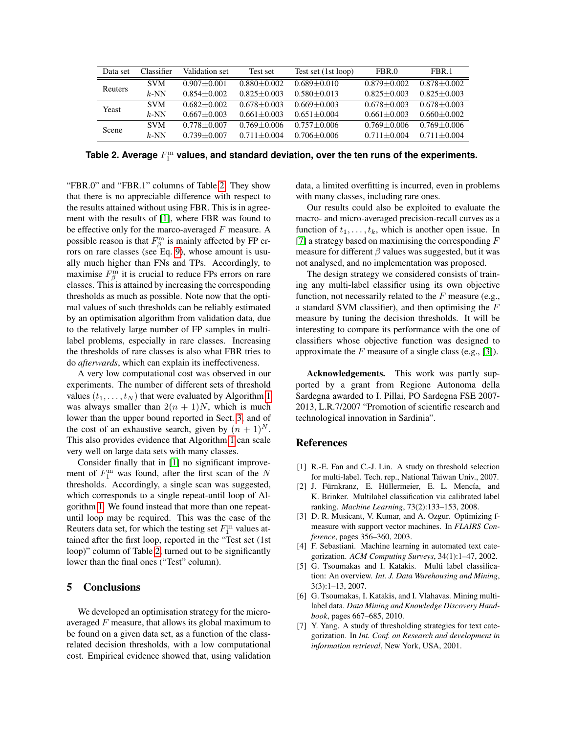| Data set | Classifier | Validation set | Test set | Test set (1st loop) | FBR.0 | FBR.1 |
|---|---|---|---|---|---|---|
| Reuters | SVM | 0.907±0.001 | 0.880±0.002 | 0.689±0.010 | 0.879±0.002 | 0.878±0.002 |
| | $k$-NN | 0.854±0.002 | 0.825±0.003 | 0.580±0.013 | 0.825±0.003 | 0.825±0.003 |
| Yeast | SVM | 0.682±0.002 | 0.678±0.003 | 0.669±0.003 | 0.678±0.003 | 0.678±0.003 |
| | $k$-NN | 0.667±0.003 | 0.661±0.003 | 0.651±0.004 | 0.661±0.003 | 0.660±0.002 |
| Scene | SVM | 0.778±0.007 | 0.769±0.006 | 0.757±0.006 | 0.769±0.006 | 0.769±0.006 |
| | $k$-NN | 0.739±0.007 | 0.711±0.004 | 0.706±0.006 | 0.711±0.004 | 0.711±0.004 |

**Table 2. Average $F_1^{\mathrm{m}}$ values, and standard deviation, over the ten runs of the experiments.**

"FBR.0" and "FBR.1" columns of Table 2. They show that there is no appreciable difference with respect to the results attained without using FBR. This is in agreement with the results of [1], where FBR was found to be effective only for the marco-averaged $F$ measure. A possible reason is that $F_\beta^{\mathrm{m}}$ is mainly affected by FP errors on rare classes (see Eq. 9), whose amount is usually much higher than FNs and TPs. Accordingly, to maximise $F_\beta^{\mathrm{m}}$ it is crucial to reduce FPs errors on rare classes. This is attained by increasing the corresponding thresholds as much as possible. Note now that the optimal values of such thresholds can be reliably estimated by an optimisation algorithm from validation data, due to the relatively large number of FP samples in multi-label problems, especially in rare classes. Increasing the thresholds of rare classes is also what FBR tries to do *afterwards*, which can explain its ineffectiveness.

A very low computational cost was observed in our experiments. The number of different sets of threshold values $(t_1, \ldots, t_N)$ that were evaluated by Algorithm 1 was always smaller than $2(n+1)N$, which is much lower than the upper bound reported in Sect. 3, and of the cost of an exhaustive search, given by $(n+1)^N$. This also provides evidence that Algorithm 1 can scale very well on large data sets with many classes.

Consider finally that in [1] no significant improvement of $F_1^{\mathrm{m}}$ was found, after the first scan of the $N$ thresholds. Accordingly, a single scan was suggested, which corresponds to a single repeat-until loop of Algorithm 1. We found instead that more than one repeat-until loop may be required. This was the case of the Reuters data set, for which the testing set $F_1^{\mathrm{m}}$ values attained after the first loop, reported in the "Test set (1st loop)" column of Table 2, turned out to be significantly lower than the final ones ("Test" column).

## 5 Conclusions

We developed an optimisation strategy for the micro-averaged $F$ measure, that allows its global maximum to be found on a given data set, as a function of the class-related decision thresholds, with a low computational cost. Empirical evidence showed that, using validation data, a limited overfitting is incurred, even in problems with many classes, including rare ones.

Our results could also be exploited to evaluate the macro- and micro-averaged precision-recall curves as a function of $t_1, \ldots, t_k$, which is another open issue. In [7] a strategy based on maximising the corresponding $F$ measure for different $\beta$ values was suggested, but it was not analysed, and no implementation was proposed.

The design strategy we considered consists of training any multi-label classifier using its own objective function, not necessarily related to the $F$ measure (e.g., a standard SVM classifier), and then optimising the $F$ measure by tuning the decision thresholds. It will be interesting to compare its performance with the one of classifiers whose objective function was designed to approximate the $F$ measure of a single class (e.g., [3]).

**Acknowledgements.** This work was partly supported by a grant from Regione Autonoma della Sardegna awarded to I. Pillai, PO Sardegna FSE 2007-2013, L.R.7/2007 "Promotion of scientific research and technological innovation in Sardinia".

## References

[1] R.-E. Fan and C.-J. Lin. A study on threshold selection for multi-label. Tech. rep., National Taiwan Univ., 2007.

[2] J. Fürnkranz, E. Hüllermeier, E. L. Mencía, and K. Brinker. Multilabel classification via calibrated label ranking. *Machine Learning*, 73(2):133–153, 2008.

[3] D. R. Musicant, V. Kumar, and A. Ozgur. Optimizing f-measure with support vector machines. In *FLAIRS Conference*, pages 356–360, 2003.

[4] F. Sebastiani. Machine learning in automated text categorization. *ACM Computing Surveys*, 34(1):1–47, 2002.

[5] G. Tsoumakas and I. Katakis. Multi label classification: An overview. *Int. J. Data Warehousing and Mining*, 3(3):1–13, 2007.

[6] G. Tsoumakas, I. Katakis, and I. Vlahavas. Mining multi-label data. *Data Mining and Knowledge Discovery Handbook*, pages 667–685, 2010.

[7] Y. Yang. A study of thresholding strategies for text categorization. In *Int. Conf. on Research and development in information retrieval*, New York, USA, 2001.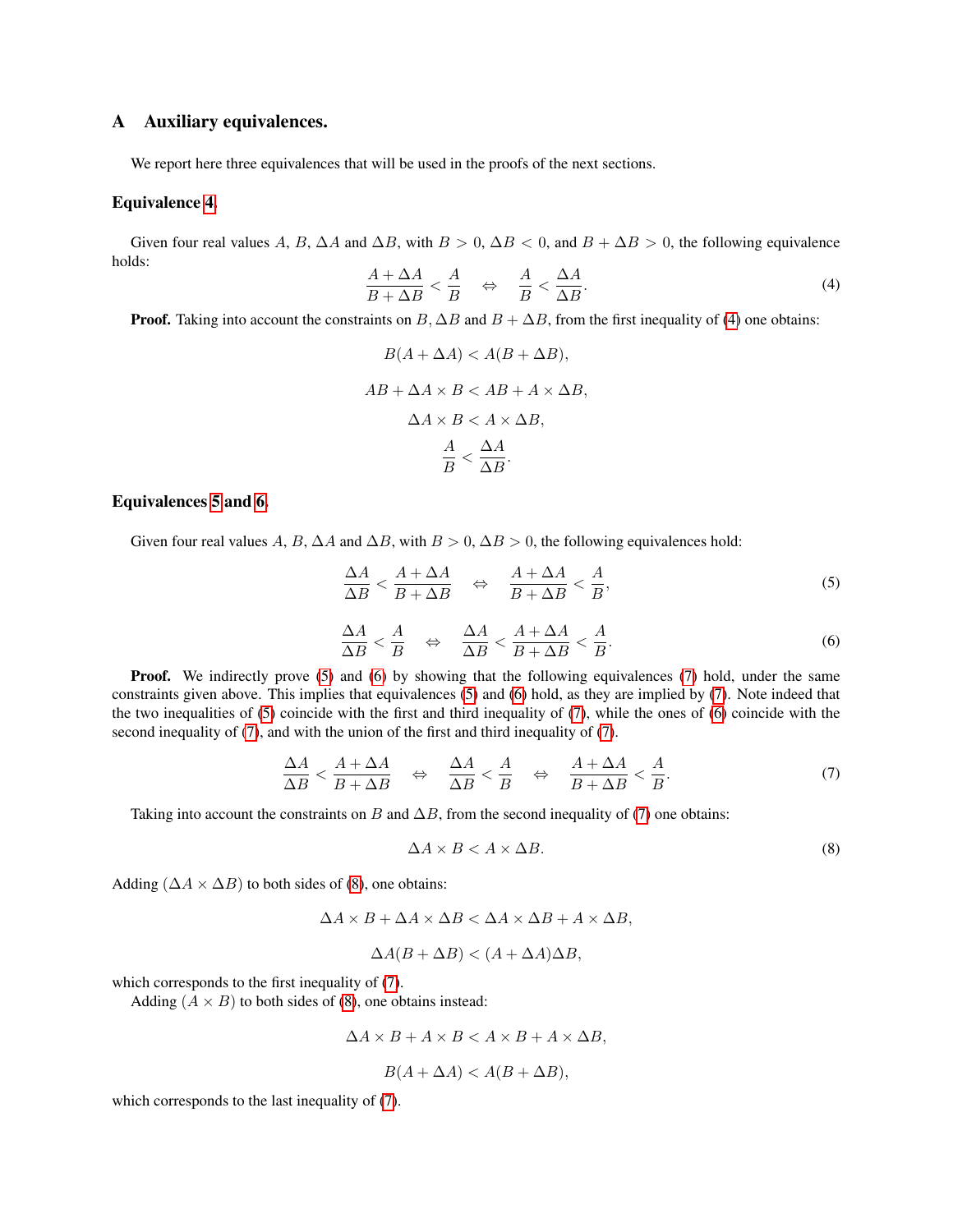## A Auxiliary equivalences.

We report here three equivalences that will be used in the proofs of the next sections.

### Equivalence 4.

Given four real values $A$, $B$, $\Delta A$ and $\Delta B$, with $B > 0$, $\Delta B < 0$, and $B + \Delta B > 0$, the following equivalence holds:

$$\frac{A + \Delta A}{B + \Delta B} < \frac{A}{B} \quad \Leftrightarrow \quad \frac{A}{B} < \frac{\Delta A}{\Delta B}. \tag{4}$$

**Proof.** Taking into account the constraints on $B, \Delta B$ and $B + \Delta B$, from the first inequality of (4) one obtains:

$$B(A + \Delta A) < A(B + \Delta B),$$

$$AB + \Delta A \times B < AB + A \times \Delta B,$$

$$\Delta A \times B < A \times \Delta B,$$

$$\frac{A}{B} < \frac{\Delta A}{\Delta B}.$$

### Equivalences 5 and 6.

Given four real values $A$, $B$, $\Delta A$ and $\Delta B$, with $B > 0$, $\Delta B > 0$, the following equivalences hold:

$$\frac{\Delta A}{\Delta B} < \frac{A + \Delta A}{B + \Delta B} \quad \Leftrightarrow \quad \frac{A + \Delta A}{B + \Delta B} < \frac{A}{B}, \tag{5}$$

$$\frac{\Delta A}{\Delta B} < \frac{A}{B} \quad \Leftrightarrow \quad \frac{\Delta A}{\Delta B} < \frac{A + \Delta A}{B + \Delta B} < \frac{A}{B}. \tag{6}$$

**Proof.** We indirectly prove (5) and (6) by showing that the following equivalences (7) hold, under the same constraints given above. This implies that equivalences (5) and (6) hold, as they are implied by (7). Note indeed that the two inequalities of (5) coincide with the first and third inequality of (7), while the ones of (6) coincide with the second inequality of (7), and with the union of the first and third inequality of (7).

$$\frac{\Delta A}{\Delta B} < \frac{A + \Delta A}{B + \Delta B} \quad \Leftrightarrow \quad \frac{\Delta A}{\Delta B} < \frac{A}{B} \quad \Leftrightarrow \quad \frac{A + \Delta A}{B + \Delta B} < \frac{A}{B}. \tag{7}$$

Taking into account the constraints on $B$ and $\Delta B$, from the second inequality of (7) one obtains:

$$\Delta A \times B < A \times \Delta B. \tag{8}$$

Adding $(\Delta A \times \Delta B)$ to both sides of (8), one obtains:

$$\Delta A \times B + \Delta A \times \Delta B < \Delta A \times \Delta B + A \times \Delta B,$$

$$\Delta A(B + \Delta B) < (A + \Delta A)\Delta B,$$

which corresponds to the first inequality of (7).

Adding $(A \times B)$ to both sides of (8), one obtains instead:

$$\Delta A \times B + A \times B < A \times B + A \times \Delta B,$$

$$B(A + \Delta A) < A(B + \Delta B),$$

which corresponds to the last inequality of (7).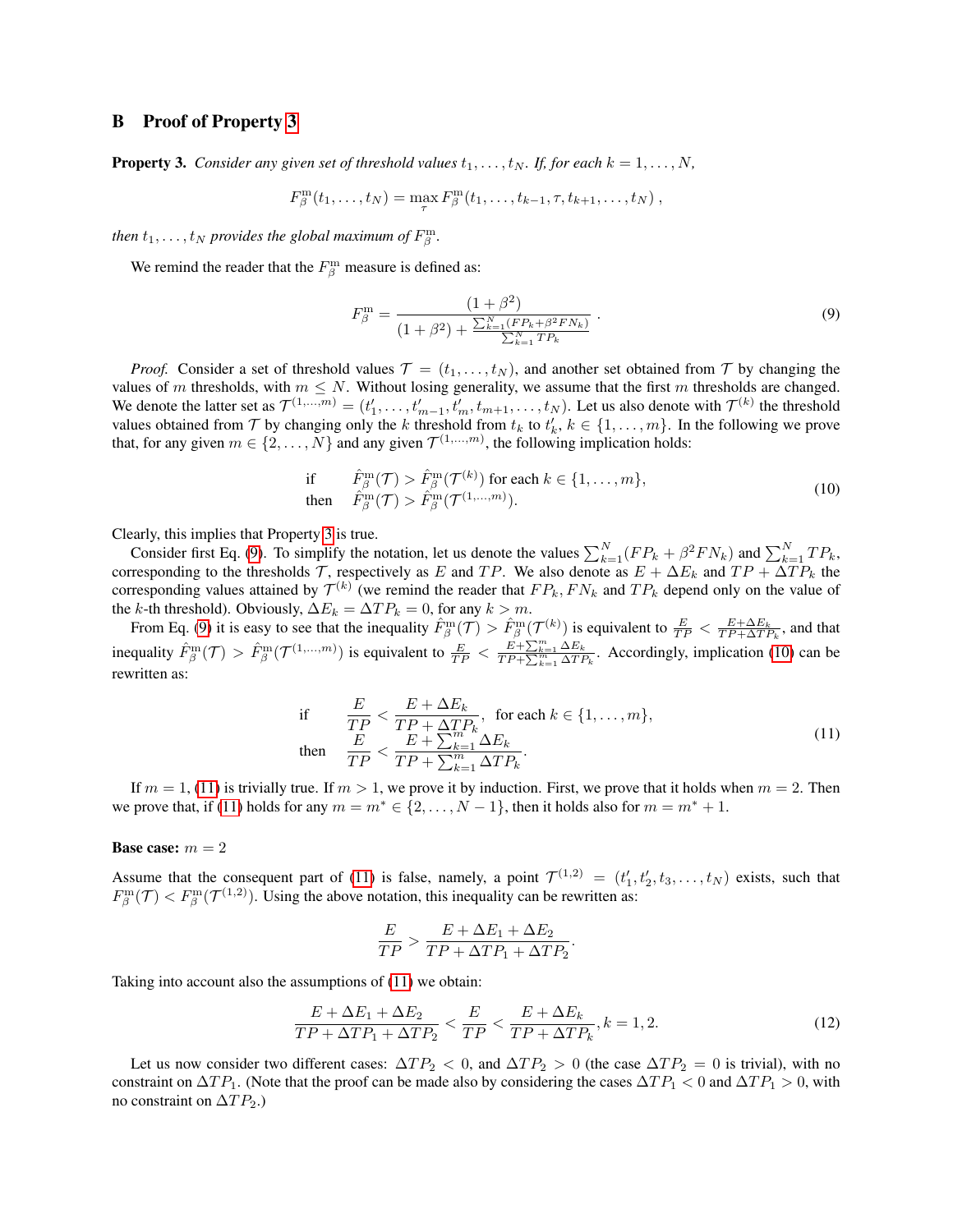## B Proof of Property 3

**Property 3.** *Consider any given set of threshold values $t_1, \ldots, t_N$. If, for each $k = 1, \ldots, N$,*

$$F_\beta^{\mathrm{m}}(t_1, \ldots, t_N) = \max_\tau F_\beta^{\mathrm{m}}(t_1, \ldots, t_{k-1}, \tau, t_{k+1}, \ldots, t_N) ,$$

*then $t_1, \ldots, t_N$ provides the global maximum of $F_\beta^{\mathrm{m}}$.*

We remind the reader that the $F_\beta^{\mathrm{m}}$ measure is defined as:

$$F_\beta^{\mathrm{m}} = \frac{(1+\beta^2)}{(1+\beta^2) + \frac{\sum_{k=1}^N (FP_k + \beta^2 FN_k)}{\sum_{k=1}^N TP_k}} . \tag{9}$$

*Proof.* Consider a set of threshold values $\mathcal{T} = (t_1, \ldots, t_N)$, and another set obtained from $\mathcal{T}$ by changing the values of $m$ thresholds, with $m \leq N$. Without losing generality, we assume that the first $m$ thresholds are changed. We denote the latter set as $\mathcal{T}^{(1,\ldots,m)} = (t'_1, \ldots, t'_{m-1}, t'_m, t_{m+1}, \ldots, t_N)$. Let us also denote with $\mathcal{T}^{(k)}$ the threshold values obtained from $\mathcal{T}$ by changing only the $k$ threshold from $t_k$ to $t'_k$, $k \in \{1, \ldots, m\}$. In the following we prove that, for any given $m \in \{2, \ldots, N\}$ and any given $\mathcal{T}^{(1,\ldots,m)}$, the following implication holds:

$$\begin{array}{ll} \text{if} & \hat{F}_\beta^{\mathrm{m}}(\mathcal{T}) > \hat{F}_\beta^{\mathrm{m}}(\mathcal{T}^{(k)}) \text{ for each } k \in \{1, \ldots, m\}, \\ \text{then} & \hat{F}_\beta^{\mathrm{m}}(\mathcal{T}) > \hat{F}_\beta^{\mathrm{m}}(\mathcal{T}^{(1,\ldots,m)}). \end{array} \tag{10}$$

Clearly, this implies that Property 3 is true.

Consider first Eq. (9). To simplify the notation, let us denote the values $\sum_{k=1}^N (FP_k + \beta^2 FN_k)$ and $\sum_{k=1}^N TP_k$, corresponding to the thresholds $\mathcal{T}$, respectively as $E$ and $TP$. We also denote as $E + \Delta E_k$ and $TP + \Delta TP_k$ the corresponding values attained by $\mathcal{T}^{(k)}$ (we remind the reader that $FP_k$, $FN_k$ and $TP_k$ depend only on the value of the $k$-th threshold). Obviously, $\Delta E_k = \Delta TP_k = 0$, for any $k > m$.

From Eq. (9) it is easy to see that the inequality $\hat{F}_\beta^{\mathrm{m}}(\mathcal{T}) > \hat{F}_\beta^{\mathrm{m}}(\mathcal{T}^{(k)})$ is equivalent to $\frac{E}{TP} < \frac{E+\Delta E_k}{TP+\Delta TP_k}$, and that inequality $\hat{F}_\beta^{\mathrm{m}}(\mathcal{T}) > \hat{F}_\beta^{\mathrm{m}}(\mathcal{T}^{(1,\ldots,m)})$ is equivalent to $\frac{E}{TP} < \frac{E+\sum_{k=1}^m \Delta E_k}{TP+\sum_{k=1}^m \Delta TP_k}$. Accordingly, implication (10) can be rewritten as:

$$\begin{array}{ll} \text{if} & \dfrac{E}{TP} < \dfrac{E+\Delta E_k}{TP+\Delta TP_k}, \quad \text{for each } k \in \{1, \ldots, m\}, \\ \text{then} & \dfrac{E}{TP} < \dfrac{E+\sum_{k=1}^m \Delta E_k}{TP+\sum_{k=1}^m \Delta TP_k}. \end{array} \tag{11}$$

If $m = 1$, (11) is trivially true. If $m > 1$, we prove it by induction. First, we prove that it holds when $m = 2$. Then we prove that, if (11) holds for any $m = m^* \in \{2, \ldots, N-1\}$, then it holds also for $m = m^* + 1$.

**Base case:** $m = 2$

Assume that the consequent part of (11) is false, namely, a point $\mathcal{T}^{(1,2)} = (t'_1, t'_2, t_3, \ldots, t_N)$ exists, such that $F_\beta^{\mathrm{m}}(\mathcal{T}) < F_\beta^{\mathrm{m}}(\mathcal{T}^{(1,2)})$. Using the above notation, this inequality can be rewritten as:

$$\frac{E}{TP} > \frac{E + \Delta E_1 + \Delta E_2}{TP + \Delta TP_1 + \Delta TP_2}.$$

Taking into account also the assumptions of (11) we obtain:

$$\frac{E + \Delta E_1 + \Delta E_2}{TP + \Delta TP_1 + \Delta TP_2} < \frac{E}{TP} < \frac{E + \Delta E_k}{TP + \Delta TP_k}, k = 1, 2. \tag{12}$$

Let us now consider two different cases: $\Delta TP_2 < 0$, and $\Delta TP_2 > 0$ (the case $\Delta TP_2 = 0$ is trivial), with no constraint on $\Delta TP_1$. (Note that the proof can be made also by considering the cases $\Delta TP_1 < 0$ and $\Delta TP_1 > 0$, with no constraint on $\Delta TP_2$.)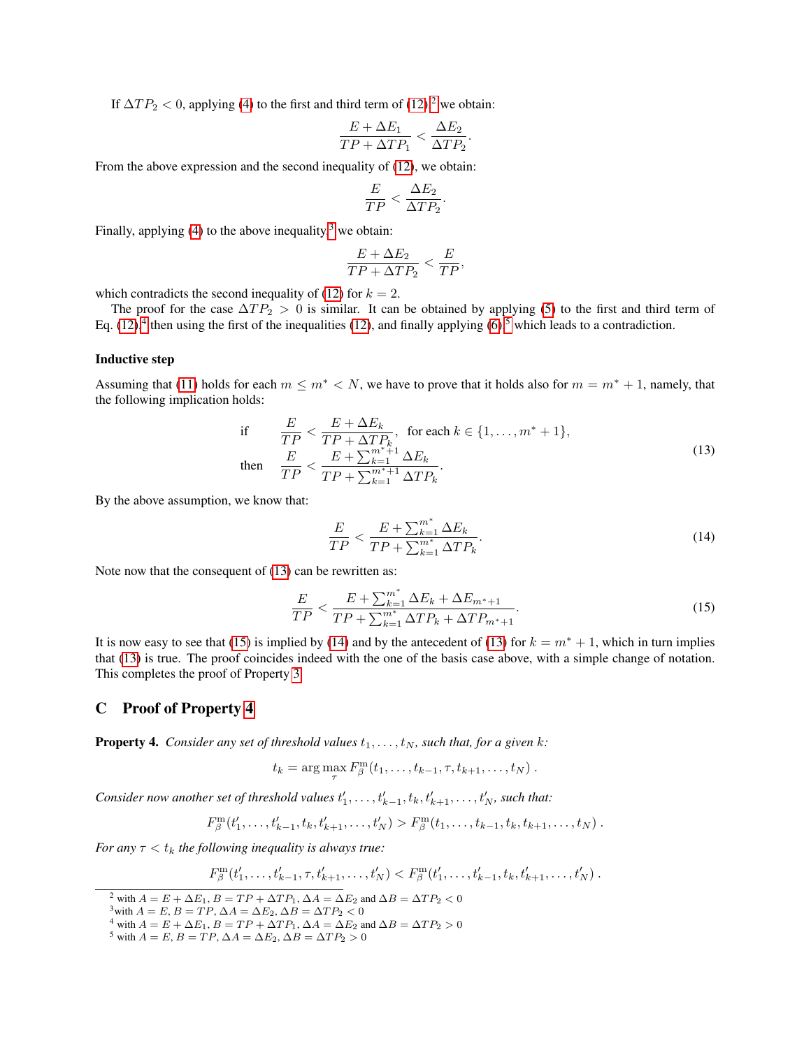If $\Delta TP_2 < 0$, applying (4) to the first and third term of (12),[2] we obtain:

$$\frac{E + \Delta E_1}{TP + \Delta TP_1} < \frac{\Delta E_2}{\Delta TP_2}.$$

From the above expression and the second inequality of (12), we obtain:

$$\frac{E}{TP} < \frac{\Delta E_2}{\Delta TP_2}.$$

Finally, applying (4) to the above inequality[3] we obtain:

$$\frac{E + \Delta E_2}{TP + \Delta TP_2} < \frac{E}{TP},$$

which contradicts the second inequality of (12) for $k = 2$.

The proof for the case $\Delta TP_2 > 0$ is similar. It can be obtained by applying (5) to the first and third term of Eq. (12),[4] then using the first of the inequalities (12), and finally applying (6),[5] which leads to a contradiction.

**Inductive step**

Assuming that (11) holds for each $m \leq m^* < N$, we have to prove that it holds also for $m = m^* + 1$, namely, that the following implication holds:

$$\begin{aligned} \text{if} \quad & \frac{E}{TP} < \frac{E + \Delta E_k}{TP + \Delta TP_k}, \ \text{ for each } k \in \{1, \ldots, m^* + 1\}, \\ \text{then} \quad & \frac{E}{TP} < \frac{E + \sum_{k=1}^{m^*+1} \Delta E_k}{TP + \sum_{k=1}^{m^*+1} \Delta TP_k}. \end{aligned} \tag{13}$$

By the above assumption, we know that:

$$\frac{E}{TP} < \frac{E + \sum_{k=1}^{m^*} \Delta E_k}{TP + \sum_{k=1}^{m^*} \Delta TP_k}. \tag{14}$$

Note now that the consequent of (13) can be rewritten as:

$$\frac{E}{TP} < \frac{E + \sum_{k=1}^{m^*} \Delta E_k + \Delta E_{m^*+1}}{TP + \sum_{k=1}^{m^*} \Delta TP_k + \Delta TP_{m^*+1}}. \tag{15}$$

It is now easy to see that (15) is implied by (14) and by the antecedent of (13) for $k = m^* + 1$, which in turn implies that (13) is true. The proof coincides indeed with the one of the basis case above, with a simple change of notation. This completes the proof of Property 3.

## C Proof of Property 4

**Property 4.** *Consider any set of threshold values $t_1, \ldots, t_N$, such that, for a given $k$:*

$$t_k = \arg\max_{\tau} F_\beta^{\mathrm{m}}(t_1, \ldots, t_{k-1}, \tau, t_{k+1}, \ldots, t_N).$$

*Consider now another set of threshold values $t'_1, \ldots, t'_{k-1}, t_k, t'_{k+1}, \ldots, t'_N$, such that:*

$$F_\beta^{\mathrm{m}}(t'_1, \ldots, t'_{k-1}, t_k, t'_{k+1}, \ldots, t'_N) > F_\beta^{\mathrm{m}}(t_1, \ldots, t_{k-1}, t_k, t_{k+1}, \ldots, t_N).$$

*For any $\tau < t_k$ the following inequality is always true:*

$$F_\beta^{\mathrm{m}}(t'_1, \ldots, t'_{k-1}, \tau, t'_{k+1}, \ldots, t'_N) < F_\beta^{\mathrm{m}}(t'_1, \ldots, t'_{k-1}, t_k, t'_{k+1}, \ldots, t'_N).$$

---

[2] with $A = E + \Delta E_1$, $B = TP + \Delta TP_1$, $\Delta A = \Delta E_2$ and $\Delta B = \Delta TP_2 < 0$

[3] with $A = E$, $B = TP$, $\Delta A = \Delta E_2$, $\Delta B = \Delta TP_2 < 0$

[4] with $A = E + \Delta E_1$, $B = TP + \Delta TP_1$, $\Delta A = \Delta E_2$ and $\Delta B = \Delta TP_2 > 0$

[5] with $A = E$, $B = TP$, $\Delta A = \Delta E_2$, $\Delta B = \Delta TP_2 > 0$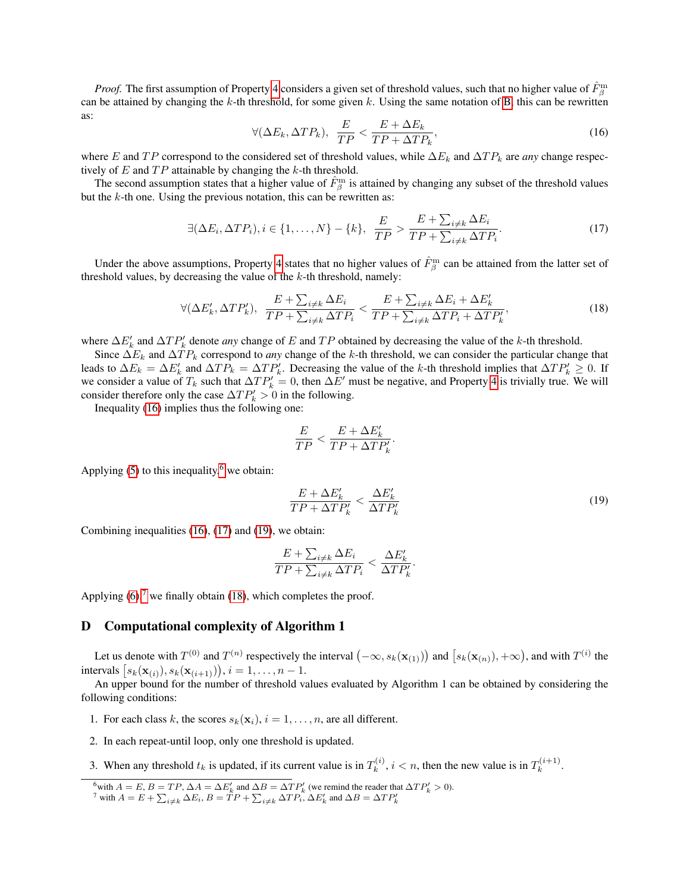*Proof.* The first assumption of Property 4 considers a given set of threshold values, such that no higher value of $\hat{F}^{\text{m}}_{\beta}$ can be attained by changing the $k$-th threshold, for some given $k$. Using the same notation of B, this can be rewritten as:

$$\forall(\Delta E_k, \Delta TP_k),\ \ \frac{E}{TP} < \frac{E + \Delta E_k}{TP + \Delta TP_k}, \tag{16}$$

where $E$ and $TP$ correspond to the considered set of threshold values, while $\Delta E_k$ and $\Delta TP_k$ are *any* change respectively of $E$ and $TP$ attainable by changing the $k$-th threshold.

The second assumption states that a higher value of $\hat{F}^{\text{m}}_{\beta}$ is attained by changing any subset of the threshold values but the $k$-th one. Using the previous notation, this can be rewritten as:

$$\exists(\Delta E_i, \Delta TP_i), i \in \{1, \ldots, N\} - \{k\},\ \ \frac{E}{TP} > \frac{E + \sum_{i \neq k} \Delta E_i}{TP + \sum_{i \neq k} \Delta TP_i}. \tag{17}$$

Under the above assumptions, Property 4 states that no higher values of $\hat{F}^{\text{m}}_{\beta}$ can be attained from the latter set of threshold values, by decreasing the value of the $k$-th threshold, namely:

$$\forall(\Delta E'_k, \Delta TP'_k),\ \ \frac{E + \sum_{i \neq k} \Delta E_i}{TP + \sum_{i \neq k} \Delta TP_i} < \frac{E + \sum_{i \neq k} \Delta E_i + \Delta E'_k}{TP + \sum_{i \neq k} \Delta TP_i + \Delta TP'_k}, \tag{18}$$

where $\Delta E'_k$ and $\Delta TP'_k$ denote *any* change of $E$ and $TP$ obtained by decreasing the value of the $k$-th threshold.

Since $\Delta E_k$ and $\Delta TP_k$ correspond to *any* change of the $k$-th threshold, we can consider the particular change that leads to $\Delta E_k = \Delta E'_k$ and $\Delta TP_k = \Delta TP'_k$. Decreasing the value of the $k$-th threshold implies that $\Delta TP'_k \geq 0$. If we consider a value of $T_k$ such that $\Delta TP'_k = 0$, then $\Delta E'$ must be negative, and Property 4 is trivially true. We will consider therefore only the case $\Delta TP'_k > 0$ in the following.

Inequality (16) implies thus the following one:

$$\frac{E}{TP} < \frac{E + \Delta E'_k}{TP + \Delta TP'_k}.$$

Applying (5) to this inequality,[6] we obtain:

$$\frac{E + \Delta E'_k}{TP + \Delta TP'_k} < \frac{\Delta E'_k}{\Delta TP'_k} \tag{19}$$

Combining inequalities (16), (17) and (19), we obtain:

$$\frac{E + \sum_{i \neq k} \Delta E_i}{TP + \sum_{i \neq k} \Delta TP_i} < \frac{\Delta E'_k}{\Delta TP'_k}.$$

Applying (6),[7] we finally obtain (18), which completes the proof.

## D Computational complexity of Algorithm 1

Let us denote with $T^{(0)}$ and $T^{(n)}$ respectively the interval $\left(-\infty, s_k(\mathbf{x}_{(1)})\right)$ and $\left[s_k(\mathbf{x}_{(n)}), +\infty\right)$, and with $T^{(i)}$ the intervals $\left[s_k(\mathbf{x}_{(i)}), s_k(\mathbf{x}_{(i+1)})\right)$, $i = 1, \ldots, n-1$.

An upper bound for the number of threshold values evaluated by Algorithm 1 can be obtained by considering the following conditions:

1. For each class $k$, the scores $s_k(\mathbf{x}_i)$, $i = 1, \ldots, n$, are all different.
2. In each repeat-until loop, only one threshold is updated.
3. When any threshold $t_k$ is updated, if its current value is in $T^{(i)}_k$, $i < n$, then the new value is in $T^{(i+1)}_k$.

[6] with $A = E$, $B = TP$, $\Delta A = \Delta E'_k$ and $\Delta B = \Delta TP'_k$ (we remind the reader that $\Delta TP'_k > 0$).

[7] with $A = E + \sum_{i \neq k} \Delta E_i$, $B = TP + \sum_{i \neq k} \Delta TP_i$, $\Delta E'_k$ and $\Delta B = \Delta TP'_k$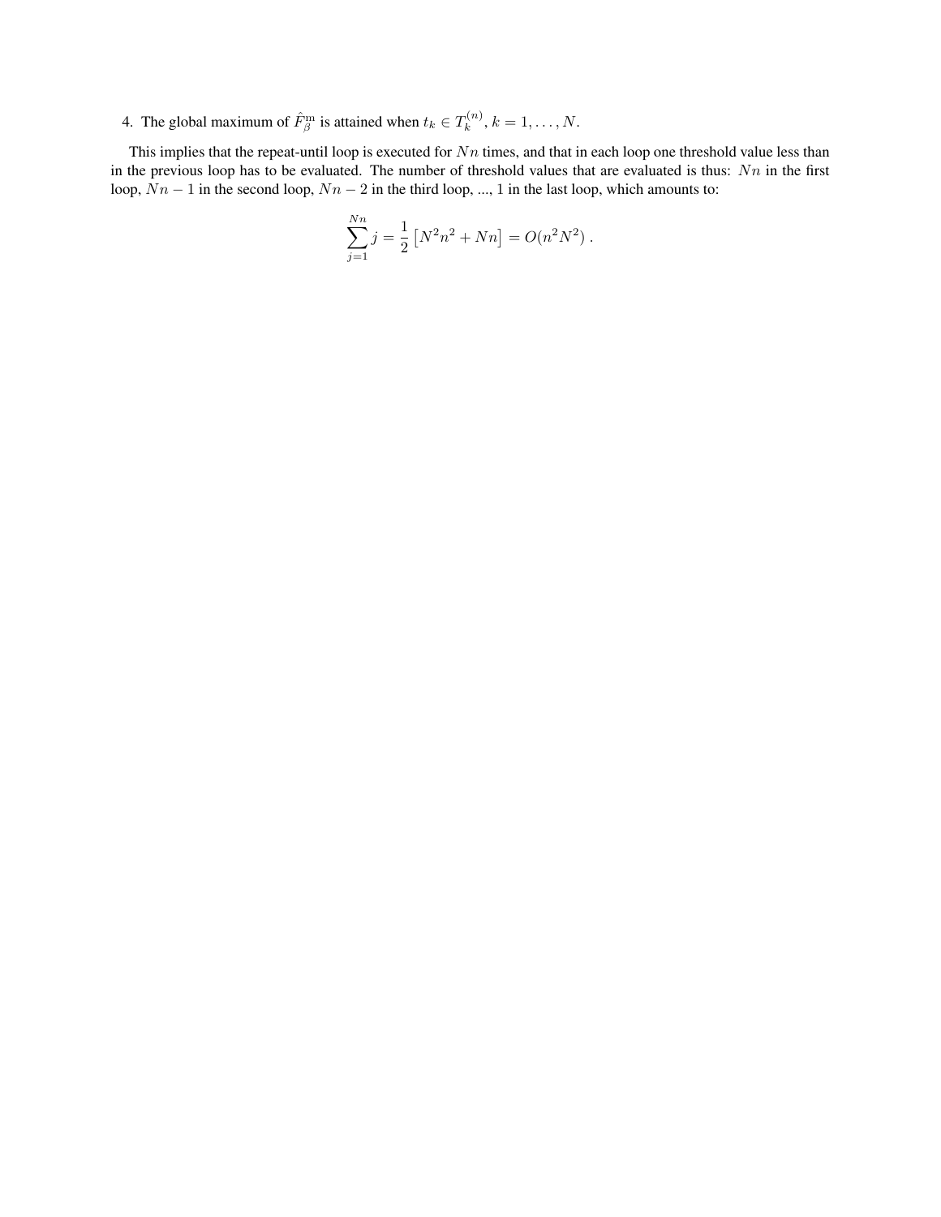4. The global maximum of $\hat{F}_{\beta}^{\mathrm{m}}$ is attained when $t_k \in T_k^{(n)}$, $k = 1, \ldots, N$.

This implies that the repeat-until loop is executed for $Nn$ times, and that in each loop one threshold value less than in the previous loop has to be evaluated. The number of threshold values that are evaluated is thus: $Nn$ in the first loop, $Nn - 1$ in the second loop, $Nn - 2$ in the third loop, ..., 1 in the last loop, which amounts to:

$$\sum_{j=1}^{Nn} j = \frac{1}{2}\left[N^2 n^2 + Nn\right] = O(n^2 N^2)\,.$$